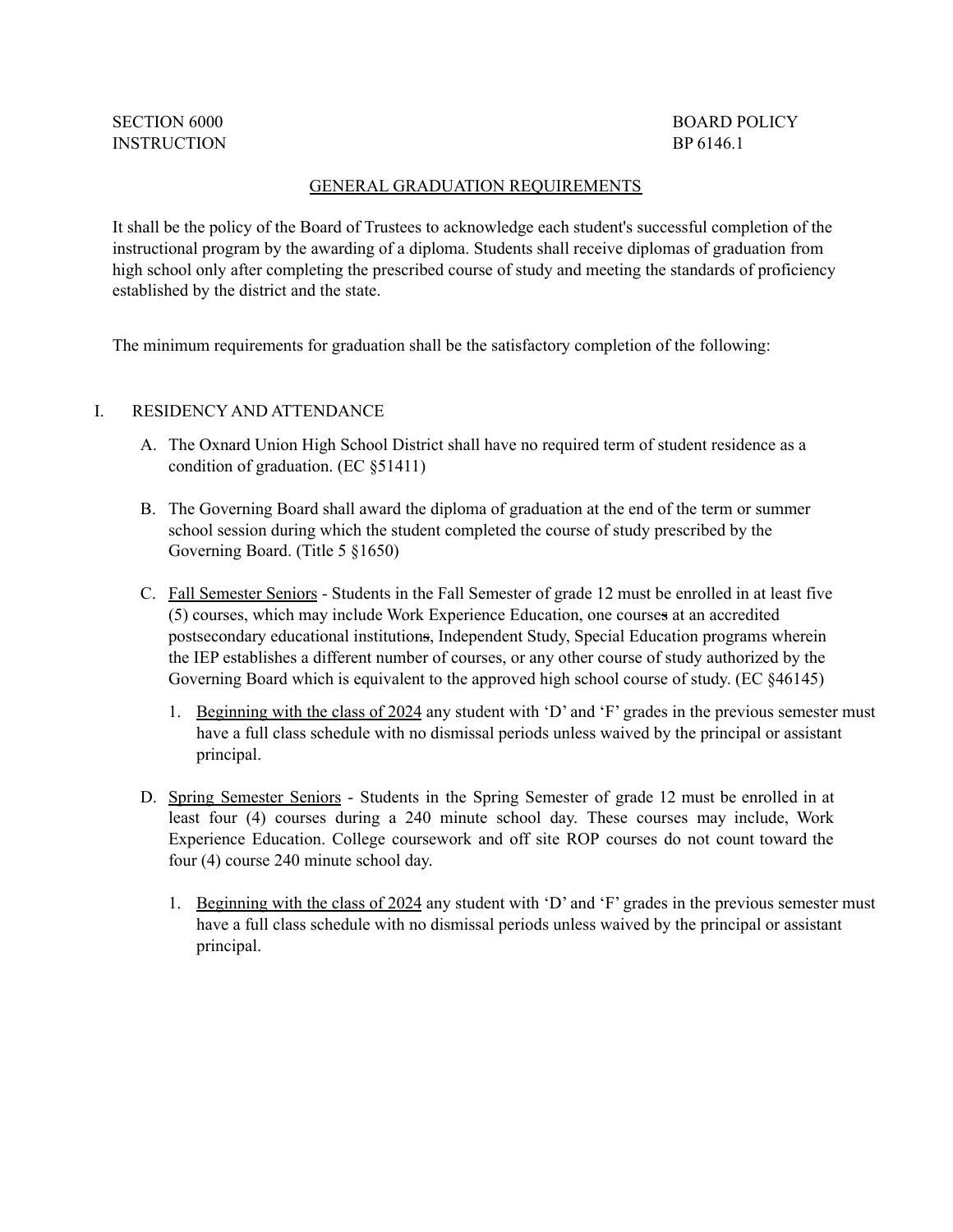SECTION 6000 BOARD POLICY
INSTRUCTION BP 6146.1

## GENERAL GRADUATION REQUIREMENTS

It shall be the policy of the Board of Trustees to acknowledge each student's successful completion of the instructional program by the awarding of a diploma. Students shall receive diplomas of graduation from high school only after completing the prescribed course of study and meeting the standards of proficiency established by the district and the state.

The minimum requirements for graduation shall be the satisfactory completion of the following:

### I. RESIDENCY AND ATTENDANCE

A. The Oxnard Union High School District shall have no required term of student residence as a condition of graduation. (EC §51411)

B. The Governing Board shall award the diploma of graduation at the end of the term or summer school session during which the student completed the course of study prescribed by the Governing Board. (Title 5 §1650)

C. Fall Semester Seniors - Students in the Fall Semester of grade 12 must be enrolled in at least five (5) courses, which may include Work Experience Education, one course~~s~~ at an accredited postsecondary educational institution~~s~~, Independent Study, Special Education programs wherein the IEP establishes a different number of courses, or any other course of study authorized by the Governing Board which is equivalent to the approved high school course of study. (EC §46145)

   1. Beginning with the class of 2024 any student with 'D' and 'F' grades in the previous semester must have a full class schedule with no dismissal periods unless waived by the principal or assistant principal.

D. Spring Semester Seniors - Students in the Spring Semester of grade 12 must be enrolled in at least four (4) courses during a 240 minute school day. These courses may include, Work Experience Education. College coursework and off site ROP courses do not count toward the four (4) course 240 minute school day.

   1. Beginning with the class of 2024 any student with 'D' and 'F' grades in the previous semester must have a full class schedule with no dismissal periods unless waived by the principal or assistant principal.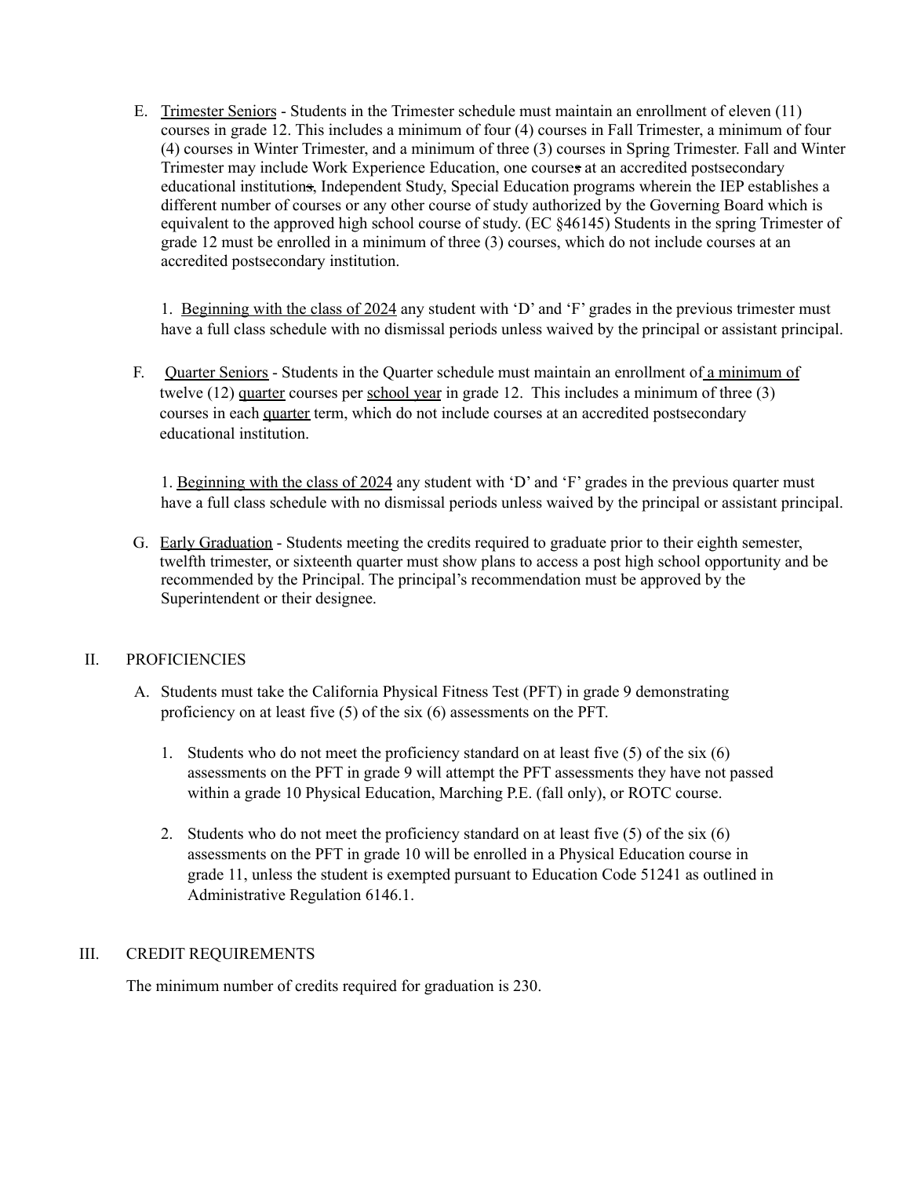E. Trimester Seniors - Students in the Trimester schedule must maintain an enrollment of eleven (11) courses in grade 12. This includes a minimum of four (4) courses in Fall Trimester, a minimum of four (4) courses in Winter Trimester, and a minimum of three (3) courses in Spring Trimester. Fall and Winter Trimester may include Work Experience Education, one course~~s~~ at an accredited postsecondary educational institution~~s~~, Independent Study, Special Education programs wherein the IEP establishes a different number of courses or any other course of study authorized by the Governing Board which is equivalent to the approved high school course of study. (EC §46145) Students in the spring Trimester of grade 12 must be enrolled in a minimum of three (3) courses, which do not include courses at an accredited postsecondary institution.

   1. Beginning with the class of 2024 any student with 'D' and 'F' grades in the previous trimester must have a full class schedule with no dismissal periods unless waived by the principal or assistant principal.

F. Quarter Seniors - Students in the Quarter schedule must maintain an enrollment of a minimum of twelve (12) quarter courses per school year in grade 12. This includes a minimum of three (3) courses in each quarter term, which do not include courses at an accredited postsecondary educational institution.

   1. Beginning with the class of 2024 any student with 'D' and 'F' grades in the previous quarter must have a full class schedule with no dismissal periods unless waived by the principal or assistant principal.

G. Early Graduation - Students meeting the credits required to graduate prior to their eighth semester, twelfth trimester, or sixteenth quarter must show plans to access a post high school opportunity and be recommended by the Principal. The principal's recommendation must be approved by the Superintendent or their designee.

## II. PROFICIENCIES

A. Students must take the California Physical Fitness Test (PFT) in grade 9 demonstrating proficiency on at least five (5) of the six (6) assessments on the PFT.

   1. Students who do not meet the proficiency standard on at least five (5) of the six (6) assessments on the PFT in grade 9 will attempt the PFT assessments they have not passed within a grade 10 Physical Education, Marching P.E. (fall only), or ROTC course.

   2. Students who do not meet the proficiency standard on at least five (5) of the six (6) assessments on the PFT in grade 10 will be enrolled in a Physical Education course in grade 11, unless the student is exempted pursuant to Education Code 51241 as outlined in Administrative Regulation 6146.1.

## III. CREDIT REQUIREMENTS

The minimum number of credits required for graduation is 230.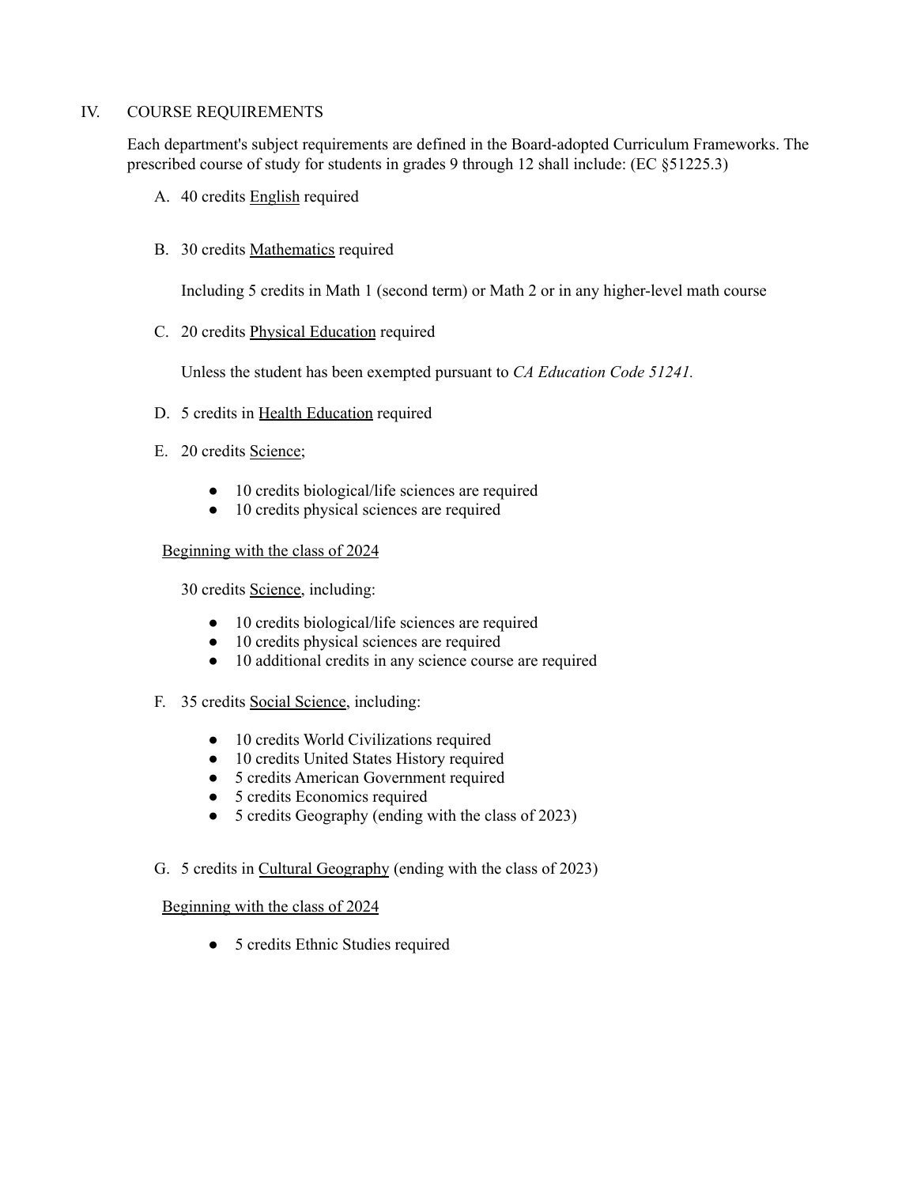IV. COURSE REQUIREMENTS

Each department's subject requirements are defined in the Board-adopted Curriculum Frameworks. The prescribed course of study for students in grades 9 through 12 shall include: (EC §51225.3)

A. 40 credits <u>English</u> required

B. 30 credits <u>Mathematics</u> required

   Including 5 credits in Math 1 (second term) or Math 2 or in any higher-level math course

C. 20 credits <u>Physical Education</u> required

   Unless the student has been exempted pursuant to *CA Education Code 51241.*

D. 5 credits in <u>Health Education</u> required

E. 20 credits <u>Science</u>;

   - 10 credits biological/life sciences are required
   - 10 credits physical sciences are required

   <u>Beginning with the class of 2024</u>

   30 credits <u>Science</u>, including:

   - 10 credits biological/life sciences are required
   - 10 credits physical sciences are required
   - 10 additional credits in any science course are required

F. 35 credits <u>Social Science</u>, including:

   - 10 credits World Civilizations required
   - 10 credits United States History required
   - 5 credits American Government required
   - 5 credits Economics required
   - 5 credits Geography (ending with the class of 2023)

G. 5 credits in <u>Cultural Geography</u> (ending with the class of 2023)

   <u>Beginning with the class of 2024</u>

   - 5 credits Ethnic Studies required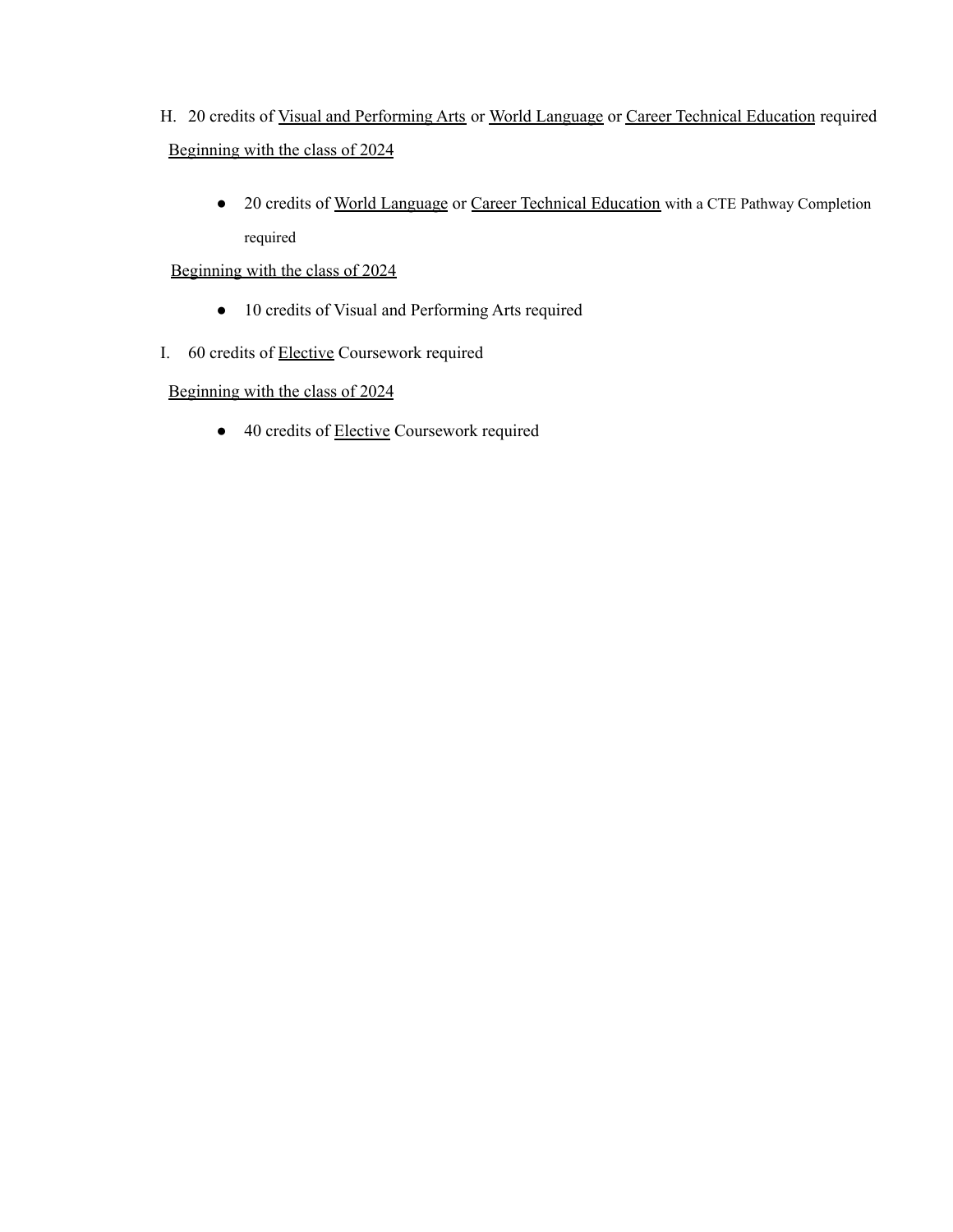H. 20 credits of <u>Visual and Performing Arts</u> or <u>World Language</u> or <u>Career Technical Education</u> required

<u>Beginning with the class of 2024</u>

- 20 credits of <u>World Language</u> or <u>Career Technical Education</u> with a CTE Pathway Completion required

<u>Beginning with the class of 2024</u>

- 10 credits of Visual and Performing Arts required

I. 60 credits of <u>Elective</u> Coursework required

<u>Beginning with the class of 2024</u>

- 40 credits of <u>Elective</u> Coursework required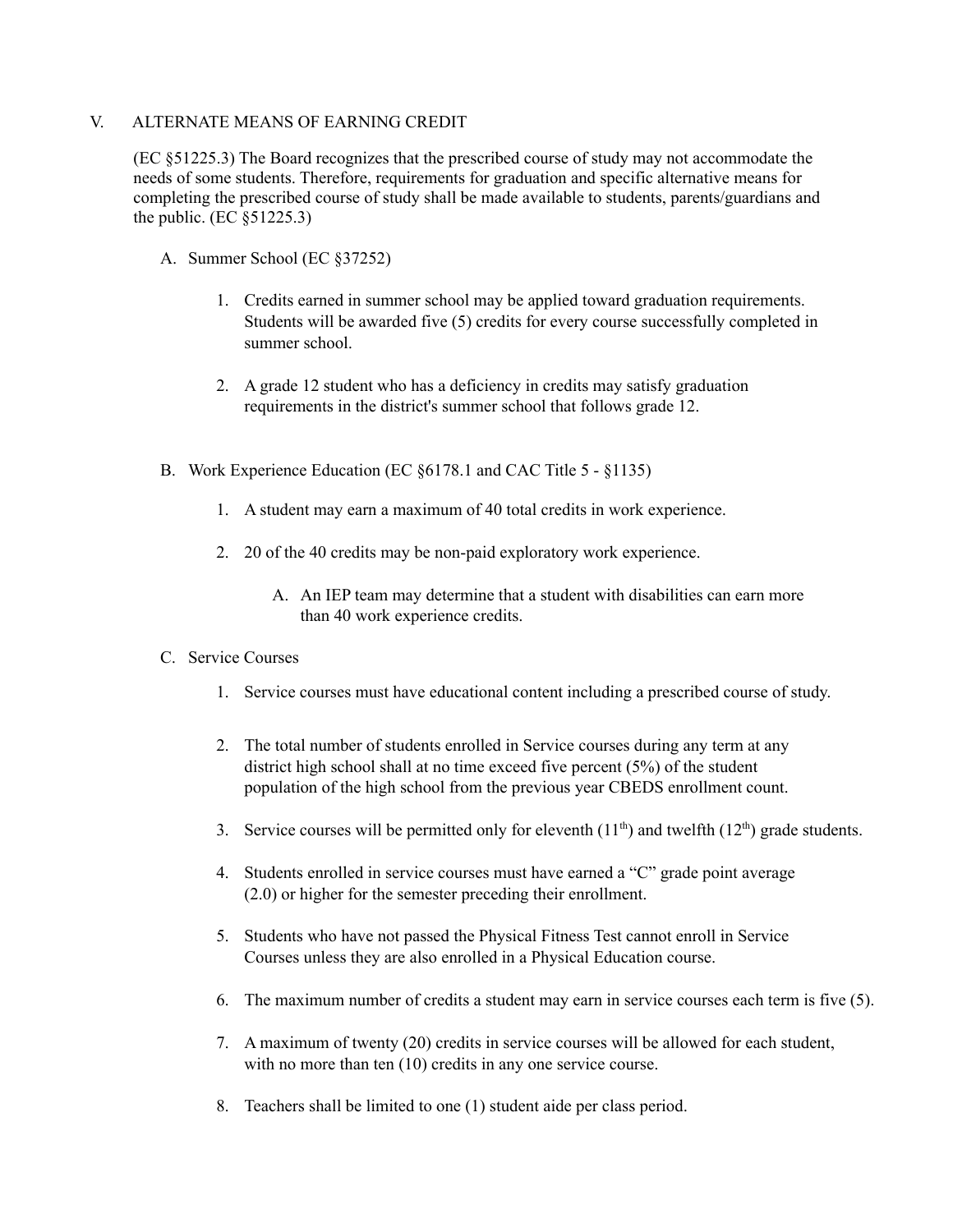## V. ALTERNATE MEANS OF EARNING CREDIT

(EC §51225.3) The Board recognizes that the prescribed course of study may not accommodate the needs of some students. Therefore, requirements for graduation and specific alternative means for completing the prescribed course of study shall be made available to students, parents/guardians and the public. (EC §51225.3)

A. Summer School (EC §37252)

   1. Credits earned in summer school may be applied toward graduation requirements. Students will be awarded five (5) credits for every course successfully completed in summer school.

   2. A grade 12 student who has a deficiency in credits may satisfy graduation requirements in the district's summer school that follows grade 12.

B. Work Experience Education (EC §6178.1 and CAC Title 5 - §1135)

   1. A student may earn a maximum of 40 total credits in work experience.

   2. 20 of the 40 credits may be non-paid exploratory work experience.

      A. An IEP team may determine that a student with disabilities can earn more than 40 work experience credits.

C. Service Courses

   1. Service courses must have educational content including a prescribed course of study.

   2. The total number of students enrolled in Service courses during any term at any district high school shall at no time exceed five percent (5%) of the student population of the high school from the previous year CBEDS enrollment count.

   3. Service courses will be permitted only for eleventh (11th) and twelfth (12th) grade students.

   4. Students enrolled in service courses must have earned a "C" grade point average (2.0) or higher for the semester preceding their enrollment.

   5. Students who have not passed the Physical Fitness Test cannot enroll in Service Courses unless they are also enrolled in a Physical Education course.

   6. The maximum number of credits a student may earn in service courses each term is five (5).

   7. A maximum of twenty (20) credits in service courses will be allowed for each student, with no more than ten (10) credits in any one service course.

   8. Teachers shall be limited to one (1) student aide per class period.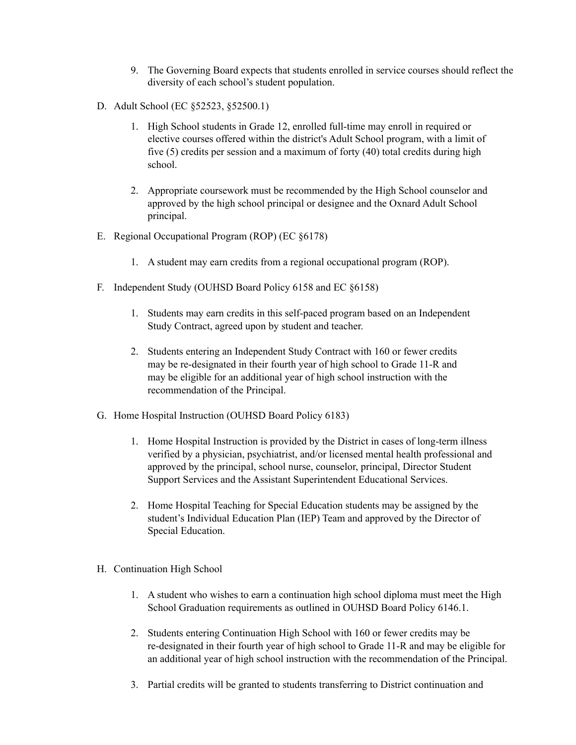9. The Governing Board expects that students enrolled in service courses should reflect the diversity of each school's student population.

D. Adult School (EC §52523, §52500.1)

   1. High School students in Grade 12, enrolled full-time may enroll in required or elective courses offered within the district's Adult School program, with a limit of five (5) credits per session and a maximum of forty (40) total credits during high school.

   2. Appropriate coursework must be recommended by the High School counselor and approved by the high school principal or designee and the Oxnard Adult School principal.

E. Regional Occupational Program (ROP) (EC §6178)

   1. A student may earn credits from a regional occupational program (ROP).

F. Independent Study (OUHSD Board Policy 6158 and EC §6158)

   1. Students may earn credits in this self-paced program based on an Independent Study Contract, agreed upon by student and teacher.

   2. Students entering an Independent Study Contract with 160 or fewer credits may be re-designated in their fourth year of high school to Grade 11-R and may be eligible for an additional year of high school instruction with the recommendation of the Principal.

G. Home Hospital Instruction (OUHSD Board Policy 6183)

   1. Home Hospital Instruction is provided by the District in cases of long-term illness verified by a physician, psychiatrist, and/or licensed mental health professional and approved by the principal, school nurse, counselor, principal, Director Student Support Services and the Assistant Superintendent Educational Services.

   2. Home Hospital Teaching for Special Education students may be assigned by the student's Individual Education Plan (IEP) Team and approved by the Director of Special Education.

H. Continuation High School

   1. A student who wishes to earn a continuation high school diploma must meet the High School Graduation requirements as outlined in OUHSD Board Policy 6146.1.

   2. Students entering Continuation High School with 160 or fewer credits may be re-designated in their fourth year of high school to Grade 11-R and may be eligible for an additional year of high school instruction with the recommendation of the Principal.

   3. Partial credits will be granted to students transferring to District continuation and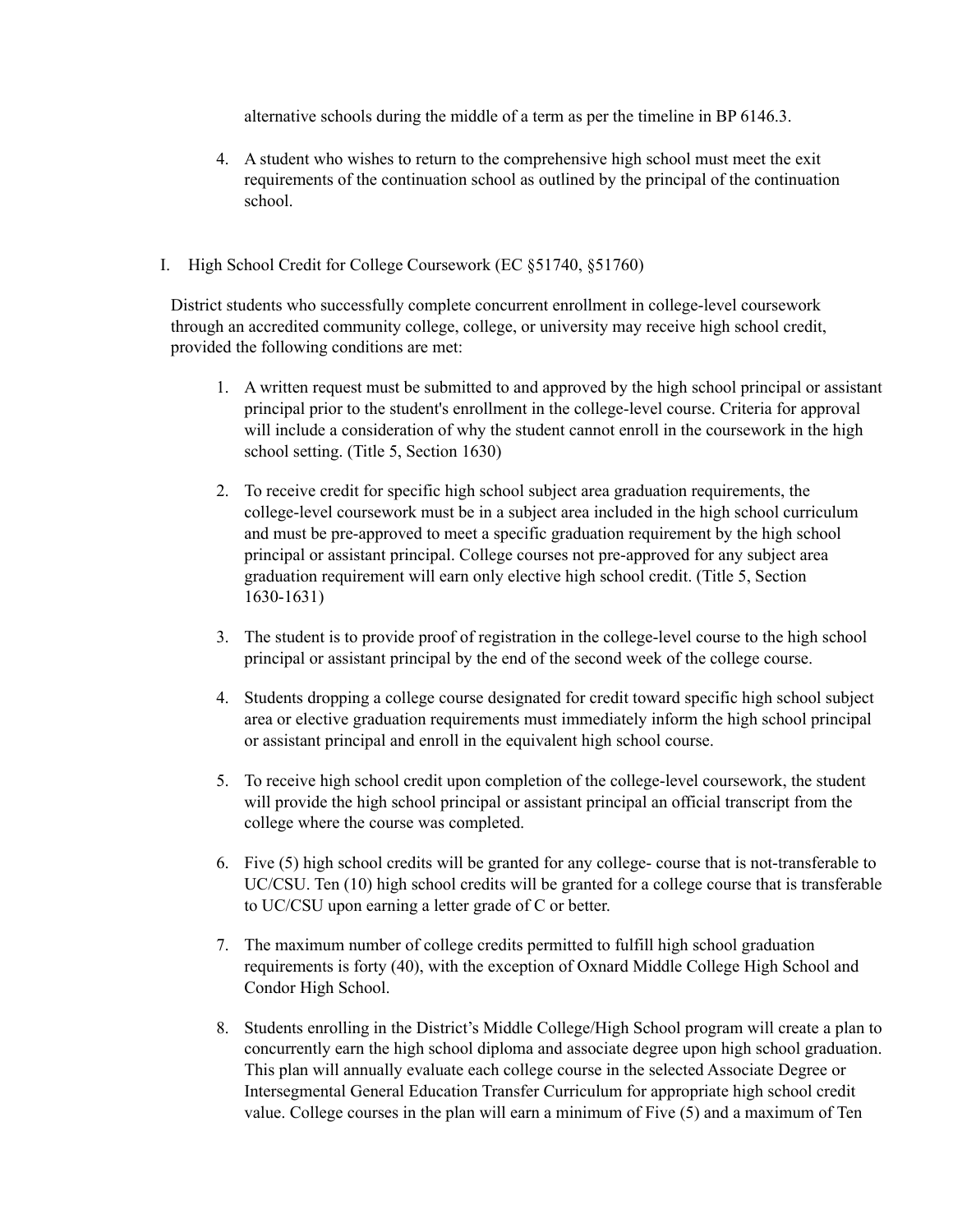alternative schools during the middle of a term as per the timeline in BP 6146.3.

4. A student who wishes to return to the comprehensive high school must meet the exit requirements of the continuation school as outlined by the principal of the continuation school.

I. High School Credit for College Coursework (EC §51740, §51760)

District students who successfully complete concurrent enrollment in college-level coursework through an accredited community college, college, or university may receive high school credit, provided the following conditions are met:

1. A written request must be submitted to and approved by the high school principal or assistant principal prior to the student's enrollment in the college-level course. Criteria for approval will include a consideration of why the student cannot enroll in the coursework in the high school setting. (Title 5, Section 1630)

2. To receive credit for specific high school subject area graduation requirements, the college-level coursework must be in a subject area included in the high school curriculum and must be pre-approved to meet a specific graduation requirement by the high school principal or assistant principal. College courses not pre-approved for any subject area graduation requirement will earn only elective high school credit. (Title 5, Section 1630-1631)

3. The student is to provide proof of registration in the college-level course to the high school principal or assistant principal by the end of the second week of the college course.

4. Students dropping a college course designated for credit toward specific high school subject area or elective graduation requirements must immediately inform the high school principal or assistant principal and enroll in the equivalent high school course.

5. To receive high school credit upon completion of the college-level coursework, the student will provide the high school principal or assistant principal an official transcript from the college where the course was completed.

6. Five (5) high school credits will be granted for any college- course that is not-transferable to UC/CSU. Ten (10) high school credits will be granted for a college course that is transferable to UC/CSU upon earning a letter grade of C or better.

7. The maximum number of college credits permitted to fulfill high school graduation requirements is forty (40), with the exception of Oxnard Middle College High School and Condor High School.

8. Students enrolling in the District's Middle College/High School program will create a plan to concurrently earn the high school diploma and associate degree upon high school graduation. This plan will annually evaluate each college course in the selected Associate Degree or Intersegmental General Education Transfer Curriculum for appropriate high school credit value. College courses in the plan will earn a minimum of Five (5) and a maximum of Ten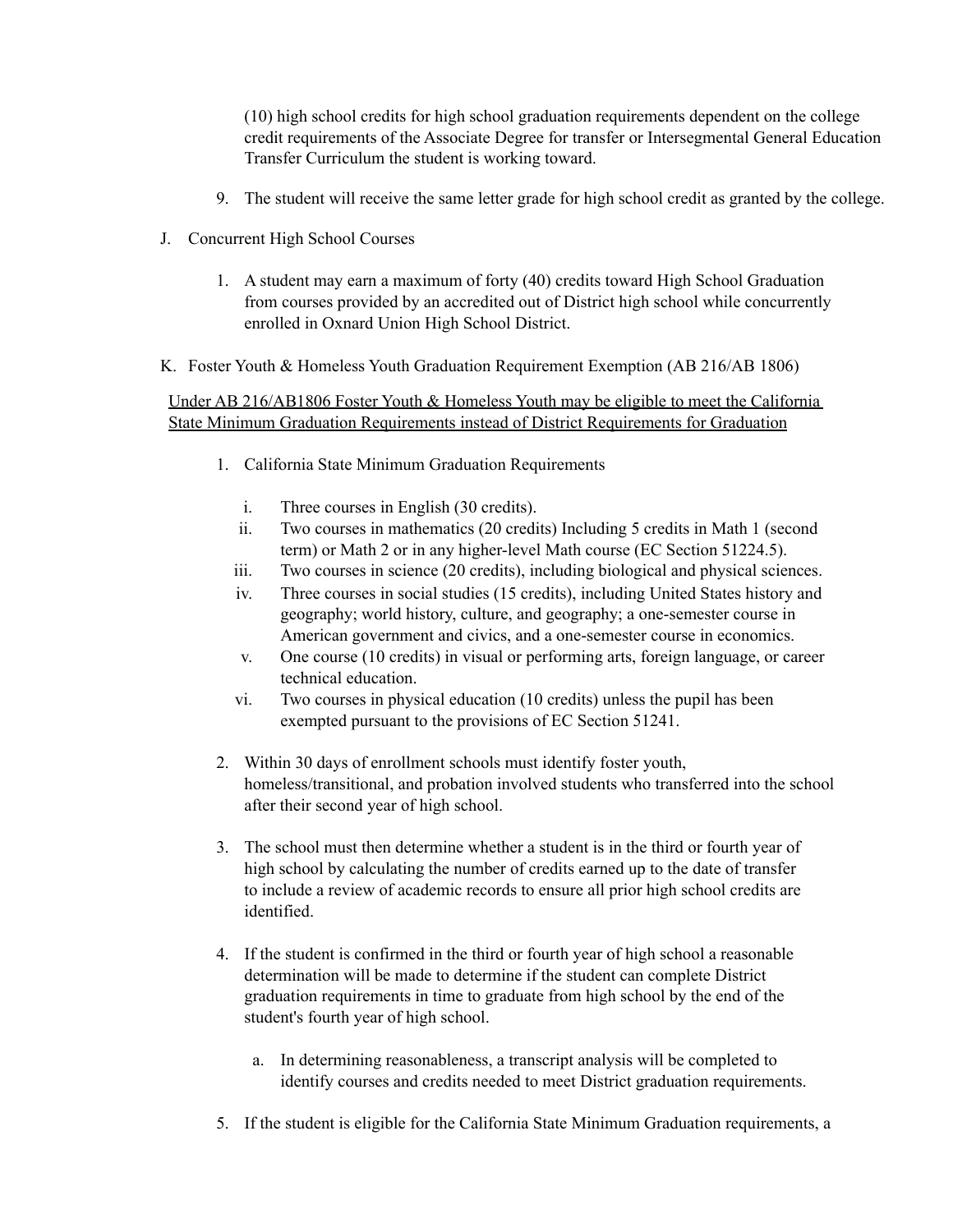(10) high school credits for high school graduation requirements dependent on the college credit requirements of the Associate Degree for transfer or Intersegmental General Education Transfer Curriculum the student is working toward.

9. The student will receive the same letter grade for high school credit as granted by the college.

J. Concurrent High School Courses

1. A student may earn a maximum of forty (40) credits toward High School Graduation from courses provided by an accredited out of District high school while concurrently enrolled in Oxnard Union High School District.

K. Foster Youth & Homeless Youth Graduation Requirement Exemption (AB 216/AB 1806)

<u>Under AB 216/AB1806 Foster Youth & Homeless Youth may be eligible to meet the California State Minimum Graduation Requirements instead of District Requirements for Graduation</u>

1. California State Minimum Graduation Requirements

   i. Three courses in English (30 credits).
   ii. Two courses in mathematics (20 credits) Including 5 credits in Math 1 (second term) or Math 2 or in any higher-level Math course (EC Section 51224.5).
   iii. Two courses in science (20 credits), including biological and physical sciences.
   iv. Three courses in social studies (15 credits), including United States history and geography; world history, culture, and geography; a one-semester course in American government and civics, and a one-semester course in economics.
   v. One course (10 credits) in visual or performing arts, foreign language, or career technical education.
   vi. Two courses in physical education (10 credits) unless the pupil has been exempted pursuant to the provisions of EC Section 51241.

2. Within 30 days of enrollment schools must identify foster youth, homeless/transitional, and probation involved students who transferred into the school after their second year of high school.

3. The school must then determine whether a student is in the third or fourth year of high school by calculating the number of credits earned up to the date of transfer to include a review of academic records to ensure all prior high school credits are identified.

4. If the student is confirmed in the third or fourth year of high school a reasonable determination will be made to determine if the student can complete District graduation requirements in time to graduate from high school by the end of the student's fourth year of high school.

   a. In determining reasonableness, a transcript analysis will be completed to identify courses and credits needed to meet District graduation requirements.

5. If the student is eligible for the California State Minimum Graduation requirements, a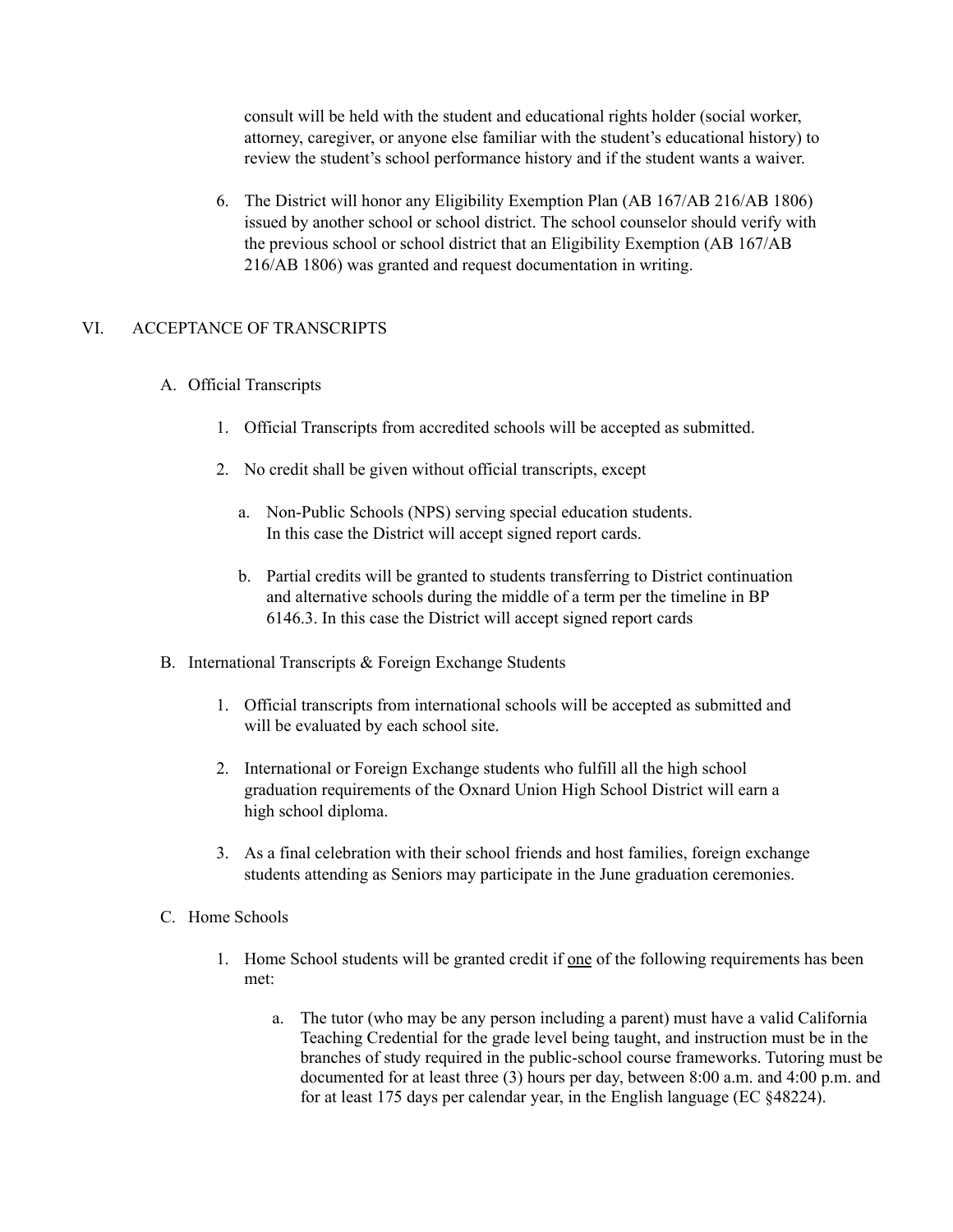consult will be held with the student and educational rights holder (social worker, attorney, caregiver, or anyone else familiar with the student's educational history) to review the student's school performance history and if the student wants a waiver.

6. The District will honor any Eligibility Exemption Plan (AB 167/AB 216/AB 1806) issued by another school or school district. The school counselor should verify with the previous school or school district that an Eligibility Exemption (AB 167/AB 216/AB 1806) was granted and request documentation in writing.

## VI. ACCEPTANCE OF TRANSCRIPTS

A. Official Transcripts

1. Official Transcripts from accredited schools will be accepted as submitted.

2. No credit shall be given without official transcripts, except

   a. Non-Public Schools (NPS) serving special education students. In this case the District will accept signed report cards.

   b. Partial credits will be granted to students transferring to District continuation and alternative schools during the middle of a term per the timeline in BP 6146.3. In this case the District will accept signed report cards

B. International Transcripts & Foreign Exchange Students

1. Official transcripts from international schools will be accepted as submitted and will be evaluated by each school site.

2. International or Foreign Exchange students who fulfill all the high school graduation requirements of the Oxnard Union High School District will earn a high school diploma.

3. As a final celebration with their school friends and host families, foreign exchange students attending as Seniors may participate in the June graduation ceremonies.

C. Home Schools

1. Home School students will be granted credit if <u>one</u> of the following requirements has been met:

   a. The tutor (who may be any person including a parent) must have a valid California Teaching Credential for the grade level being taught, and instruction must be in the branches of study required in the public-school course frameworks. Tutoring must be documented for at least three (3) hours per day, between 8:00 a.m. and 4:00 p.m. and for at least 175 days per calendar year, in the English language (EC §48224).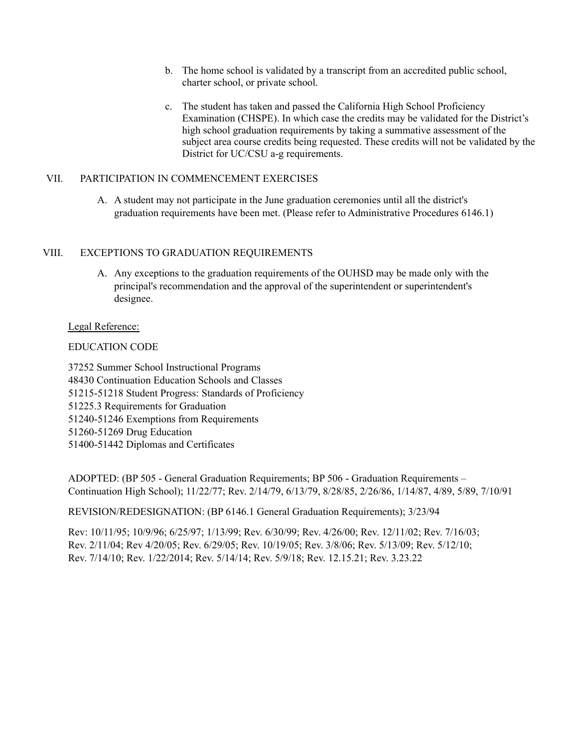b. The home school is validated by a transcript from an accredited public school, charter school, or private school.

c. The student has taken and passed the California High School Proficiency Examination (CHSPE). In which case the credits may be validated for the District's high school graduation requirements by taking a summative assessment of the subject area course credits being requested. These credits will not be validated by the District for UC/CSU a-g requirements.

## VII. PARTICIPATION IN COMMENCEMENT EXERCISES

A. A student may not participate in the June graduation ceremonies until all the district's graduation requirements have been met. (Please refer to Administrative Procedures 6146.1)

## VIII. EXCEPTIONS TO GRADUATION REQUIREMENTS

A. Any exceptions to the graduation requirements of the OUHSD may be made only with the principal's recommendation and the approval of the superintendent or superintendent's designee.

Legal Reference:

EDUCATION CODE

37252 Summer School Instructional Programs
48430 Continuation Education Schools and Classes
51215-51218 Student Progress: Standards of Proficiency
51225.3 Requirements for Graduation
51240-51246 Exemptions from Requirements
51260-51269 Drug Education
51400-51442 Diplomas and Certificates

ADOPTED: (BP 505 - General Graduation Requirements; BP 506 - Graduation Requirements – Continuation High School); 11/22/77; Rev. 2/14/79, 6/13/79, 8/28/85, 2/26/86, 1/14/87, 4/89, 5/89, 7/10/91

REVISION/REDESIGNATION: (BP 6146.1 General Graduation Requirements); 3/23/94

Rev: 10/11/95; 10/9/96; 6/25/97; 1/13/99; Rev. 6/30/99; Rev. 4/26/00; Rev. 12/11/02; Rev. 7/16/03; Rev. 2/11/04; Rev 4/20/05; Rev. 6/29/05; Rev. 10/19/05; Rev. 3/8/06; Rev. 5/13/09; Rev. 5/12/10; Rev. 7/14/10; Rev. 1/22/2014; Rev. 5/14/14; Rev. 5/9/18; Rev. 12.15.21; Rev. 3.23.22